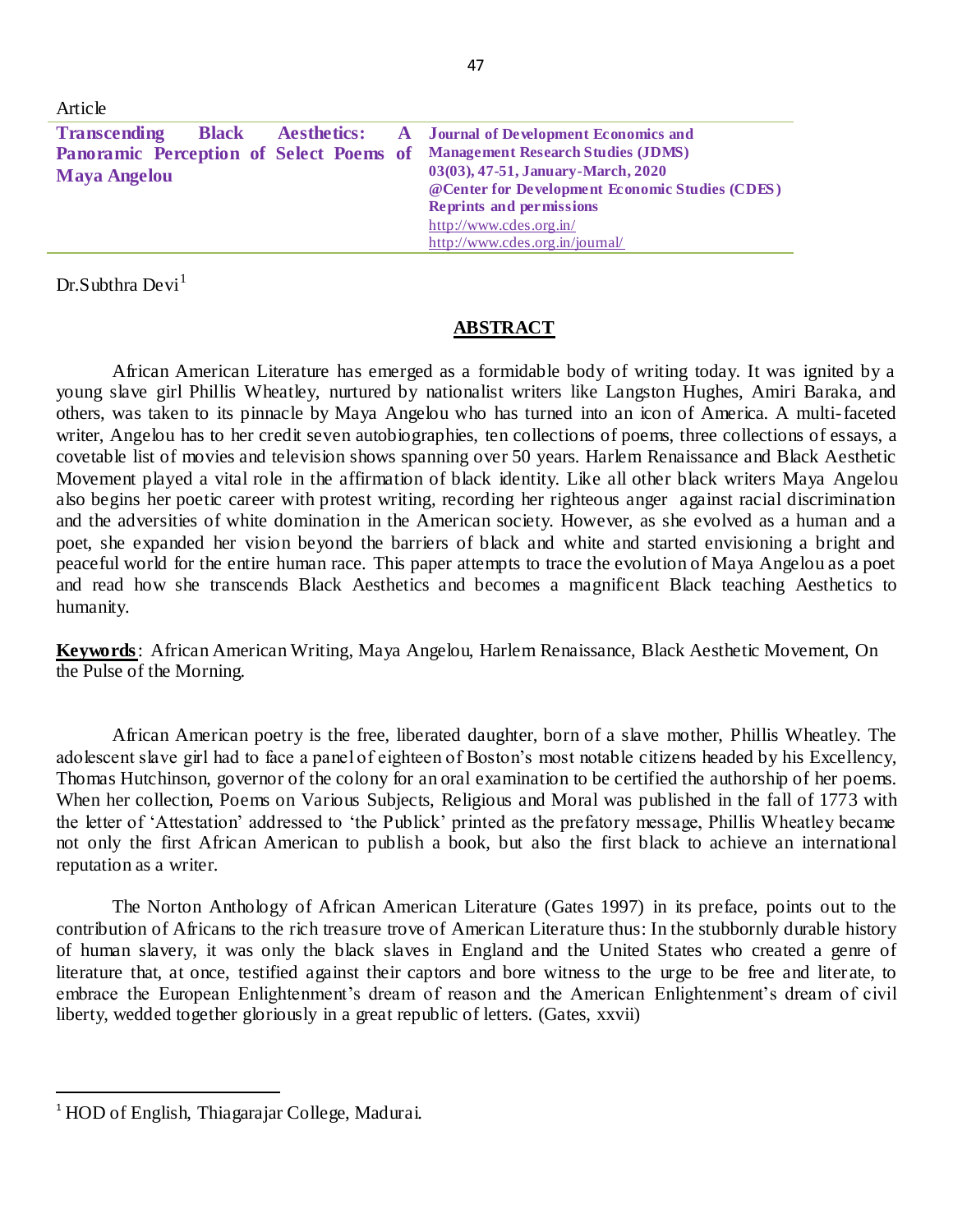Article

# Transcending Black Aesthetics: A Panoramic Perception of Select Poems of Maya Angelou

**Journal of Development Economics and Management Research Studies (JDMS)**
**03(03), 47-51, January-March, 2020**
**@Center for Development Economic Studies (CDES)**
**Reprints and permissions**
http://www.cdes.org.in/
http://www.cdes.org.in/journal/

Dr.Subthra Devi[1]

## ABSTRACT

African American Literature has emerged as a formidable body of writing today. It was ignited by a young slave girl Phillis Wheatley, nurtured by nationalist writers like Langston Hughes, Amiri Baraka, and others, was taken to its pinnacle by Maya Angelou who has turned into an icon of America. A multi-faceted writer, Angelou has to her credit seven autobiographies, ten collections of poems, three collections of essays, a covetable list of movies and television shows spanning over 50 years. Harlem Renaissance and Black Aesthetic Movement played a vital role in the affirmation of black identity. Like all other black writers Maya Angelou also begins her poetic career with protest writing, recording her righteous anger against racial discrimination and the adversities of white domination in the American society. However, as she evolved as a human and a poet, she expanded her vision beyond the barriers of black and white and started envisioning a bright and peaceful world for the entire human race. This paper attempts to trace the evolution of Maya Angelou as a poet and read how she transcends Black Aesthetics and becomes a magnificent Black teaching Aesthetics to humanity.

**Keywords**: African American Writing, Maya Angelou, Harlem Renaissance, Black Aesthetic Movement, On the Pulse of the Morning.

African American poetry is the free, liberated daughter, born of a slave mother, Phillis Wheatley. The adolescent slave girl had to face a panel of eighteen of Boston's most notable citizens headed by his Excellency, Thomas Hutchinson, governor of the colony for an oral examination to be certified the authorship of her poems. When her collection, Poems on Various Subjects, Religious and Moral was published in the fall of 1773 with the letter of 'Attestation' addressed to 'the Publick' printed as the prefatory message, Phillis Wheatley became not only the first African American to publish a book, but also the first black to achieve an international reputation as a writer.

The Norton Anthology of African American Literature (Gates 1997) in its preface, points out to the contribution of Africans to the rich treasure trove of American Literature thus: In the stubbornly durable history of human slavery, it was only the black slaves in England and the United States who created a genre of literature that, at once, testified against their captors and bore witness to the urge to be free and literate, to embrace the European Enlightenment's dream of reason and the American Enlightenment's dream of civil liberty, wedded together gloriously in a great republic of letters. (Gates, xxvii)

---

[1] HOD of English, Thiagarajar College, Madurai.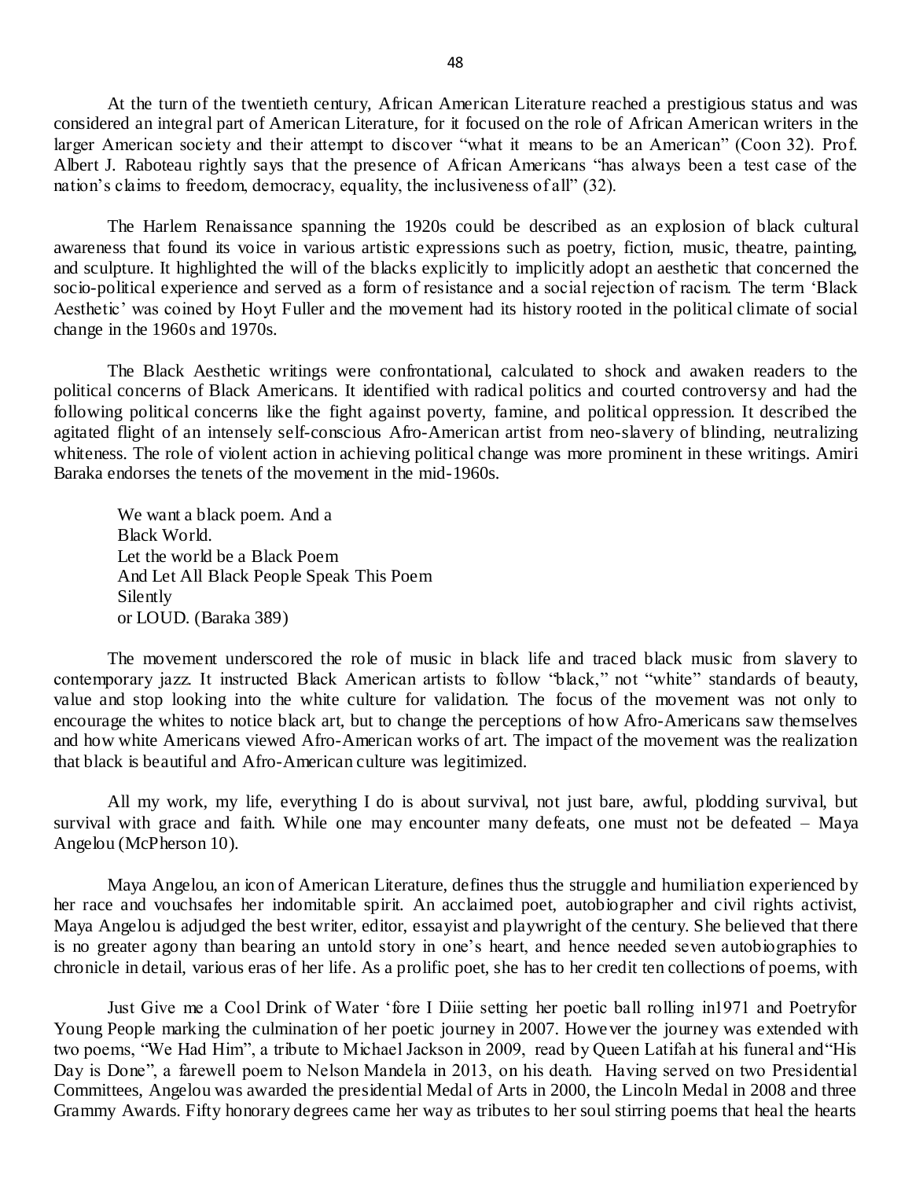At the turn of the twentieth century, African American Literature reached a prestigious status and was considered an integral part of American Literature, for it focused on the role of African American writers in the larger American society and their attempt to discover "what it means to be an American" (Coon 32). Prof. Albert J. Raboteau rightly says that the presence of African Americans "has always been a test case of the nation's claims to freedom, democracy, equality, the inclusiveness of all" (32).

The Harlem Renaissance spanning the 1920s could be described as an explosion of black cultural awareness that found its voice in various artistic expressions such as poetry, fiction, music, theatre, painting, and sculpture. It highlighted the will of the blacks explicitly to implicitly adopt an aesthetic that concerned the socio-political experience and served as a form of resistance and a social rejection of racism. The term 'Black Aesthetic' was coined by Hoyt Fuller and the movement had its history rooted in the political climate of social change in the 1960s and 1970s.

The Black Aesthetic writings were confrontational, calculated to shock and awaken readers to the political concerns of Black Americans. It identified with radical politics and courted controversy and had the following political concerns like the fight against poverty, famine, and political oppression. It described the agitated flight of an intensely self-conscious Afro-American artist from neo-slavery of blinding, neutralizing whiteness. The role of violent action in achieving political change was more prominent in these writings. Amiri Baraka endorses the tenets of the movement in the mid-1960s.

> We want a black poem. And a
> Black World.
> Let the world be a Black Poem
> And Let All Black People Speak This Poem
> Silently
> or LOUD. (Baraka 389)

The movement underscored the role of music in black life and traced black music from slavery to contemporary jazz. It instructed Black American artists to follow "black," not "white" standards of beauty, value and stop looking into the white culture for validation. The focus of the movement was not only to encourage the whites to notice black art, but to change the perceptions of how Afro-Americans saw themselves and how white Americans viewed Afro-American works of art. The impact of the movement was the realization that black is beautiful and Afro-American culture was legitimized.

All my work, my life, everything I do is about survival, not just bare, awful, plodding survival, but survival with grace and faith. While one may encounter many defeats, one must not be defeated – Maya Angelou (McPherson 10).

Maya Angelou, an icon of American Literature, defines thus the struggle and humiliation experienced by her race and vouchsafes her indomitable spirit. An acclaimed poet, autobiographer and civil rights activist, Maya Angelou is adjudged the best writer, editor, essayist and playwright of the century. She believed that there is no greater agony than bearing an untold story in one's heart, and hence needed seven autobiographies to chronicle in detail, various eras of her life. As a prolific poet, she has to her credit ten collections of poems, with

Just Give me a Cool Drink of Water 'fore I Diiie setting her poetic ball rolling in1971 and Poetryfor Young People marking the culmination of her poetic journey in 2007. However the journey was extended with two poems, "We Had Him", a tribute to Michael Jackson in 2009, read by Queen Latifah at his funeral and"His Day is Done", a farewell poem to Nelson Mandela in 2013, on his death. Having served on two Presidential Committees, Angelou was awarded the presidential Medal of Arts in 2000, the Lincoln Medal in 2008 and three Grammy Awards. Fifty honorary degrees came her way as tributes to her soul stirring poems that heal the hearts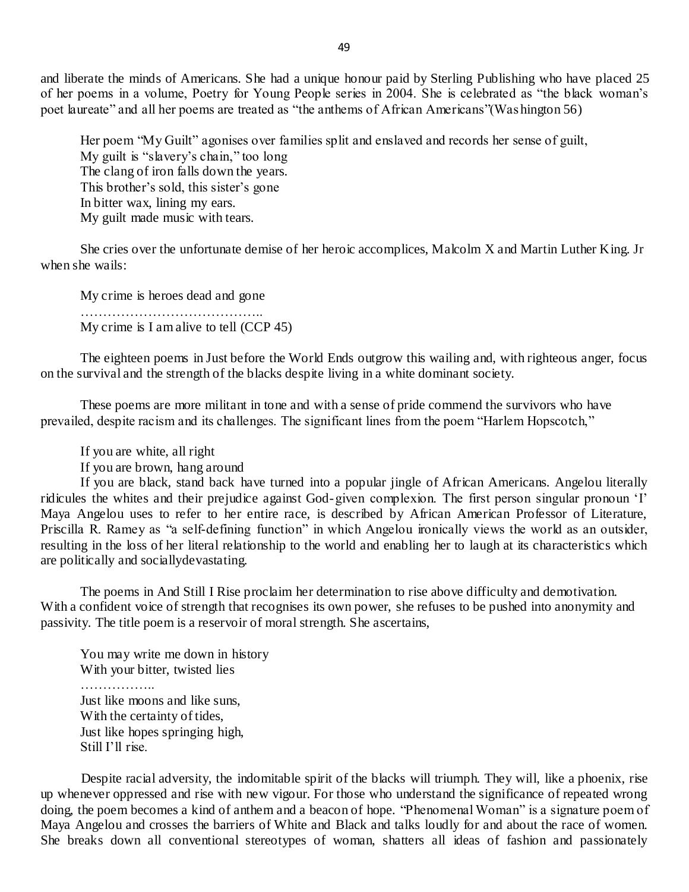and liberate the minds of Americans. She had a unique honour paid by Sterling Publishing who have placed 25 of her poems in a volume, Poetry for Young People series in 2004. She is celebrated as "the black woman's poet laureate" and all her poems are treated as "the anthems of African Americans"(Washington 56)

Her poem "My Guilt" agonises over families split and enslaved and records her sense of guilt,
My guilt is "slavery's chain," too long
The clang of iron falls down the years.
This brother's sold, this sister's gone
In bitter wax, lining my ears.
My guilt made music with tears.

She cries over the unfortunate demise of her heroic accomplices, Malcolm X and Martin Luther King. Jr when she wails:

My crime is heroes dead and gone
…………………………………..
My crime is I am alive to tell (CCP 45)

The eighteen poems in Just before the World Ends outgrow this wailing and, with righteous anger, focus on the survival and the strength of the blacks despite living in a white dominant society.

These poems are more militant in tone and with a sense of pride commend the survivors who have prevailed, despite racism and its challenges. The significant lines from the poem "Harlem Hopscotch,"

If you are white, all right
If you are brown, hang around
If you are black, stand back have turned into a popular jingle of African Americans. Angelou literally ridicules the whites and their prejudice against God-given complexion. The first person singular pronoun 'I' Maya Angelou uses to refer to her entire race, is described by African American Professor of Literature, Priscilla R. Ramey as "a self-defining function" in which Angelou ironically views the world as an outsider, resulting in the loss of her literal relationship to the world and enabling her to laugh at its characteristics which are politically and sociallydevastating.

The poems in And Still I Rise proclaim her determination to rise above difficulty and demotivation. With a confident voice of strength that recognises its own power, she refuses to be pushed into anonymity and passivity. The title poem is a reservoir of moral strength. She ascertains,

You may write me down in history
With your bitter, twisted lies
……………..
Just like moons and like suns,
With the certainty of tides,
Just like hopes springing high,
Still I'll rise.

Despite racial adversity, the indomitable spirit of the blacks will triumph. They will, like a phoenix, rise up whenever oppressed and rise with new vigour. For those who understand the significance of repeated wrong doing, the poem becomes a kind of anthem and a beacon of hope. "Phenomenal Woman" is a signature poem of Maya Angelou and crosses the barriers of White and Black and talks loudly for and about the race of women. She breaks down all conventional stereotypes of woman, shatters all ideas of fashion and passionately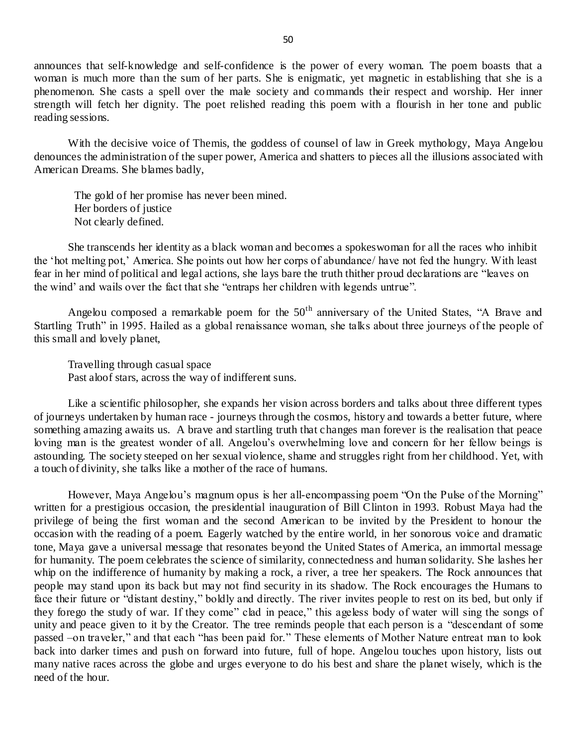announces that self-knowledge and self-confidence is the power of every woman. The poem boasts that a woman is much more than the sum of her parts. She is enigmatic, yet magnetic in establishing that she is a phenomenon. She casts a spell over the male society and commands their respect and worship. Her inner strength will fetch her dignity. The poet relished reading this poem with a flourish in her tone and public reading sessions.

With the decisive voice of Themis, the goddess of counsel of law in Greek mythology, Maya Angelou denounces the administration of the super power, America and shatters to pieces all the illusions associated with American Dreams. She blames badly,

> The gold of her promise has never been mined.
> Her borders of justice
> Not clearly defined.

She transcends her identity as a black woman and becomes a spokeswoman for all the races who inhibit the 'hot melting pot,' America. She points out how her corps of abundance/ have not fed the hungry. With least fear in her mind of political and legal actions, she lays bare the truth thither proud declarations are "leaves on the wind' and wails over the fact that she "entraps her children with legends untrue".

Angelou composed a remarkable poem for the 50th anniversary of the United States, "A Brave and Startling Truth" in 1995. Hailed as a global renaissance woman, she talks about three journeys of the people of this small and lovely planet,

> Travelling through casual space
> Past aloof stars, across the way of indifferent suns.

Like a scientific philosopher, she expands her vision across borders and talks about three different types of journeys undertaken by human race - journeys through the cosmos, history and towards a better future, where something amazing awaits us. A brave and startling truth that changes man forever is the realisation that peace loving man is the greatest wonder of all. Angelou's overwhelming love and concern for her fellow beings is astounding. The society steeped on her sexual violence, shame and struggles right from her childhood. Yet, with a touch of divinity, she talks like a mother of the race of humans.

However, Maya Angelou's magnum opus is her all-encompassing poem "On the Pulse of the Morning" written for a prestigious occasion, the presidential inauguration of Bill Clinton in 1993. Robust Maya had the privilege of being the first woman and the second American to be invited by the President to honour the occasion with the reading of a poem. Eagerly watched by the entire world, in her sonorous voice and dramatic tone, Maya gave a universal message that resonates beyond the United States of America, an immortal message for humanity. The poem celebrates the science of similarity, connectedness and human solidarity. She lashes her whip on the indifference of humanity by making a rock, a river, a tree her speakers. The Rock announces that people may stand upon its back but may not find security in its shadow. The Rock encourages the Humans to face their future or "distant destiny," boldly and directly. The river invites people to rest on its bed, but only if they forego the study of war. If they come" clad in peace," this ageless body of water will sing the songs of unity and peace given to it by the Creator. The tree reminds people that each person is a "descendant of some passed –on traveler," and that each "has been paid for." These elements of Mother Nature entreat man to look back into darker times and push on forward into future, full of hope. Angelou touches upon history, lists out many native races across the globe and urges everyone to do his best and share the planet wisely, which is the need of the hour.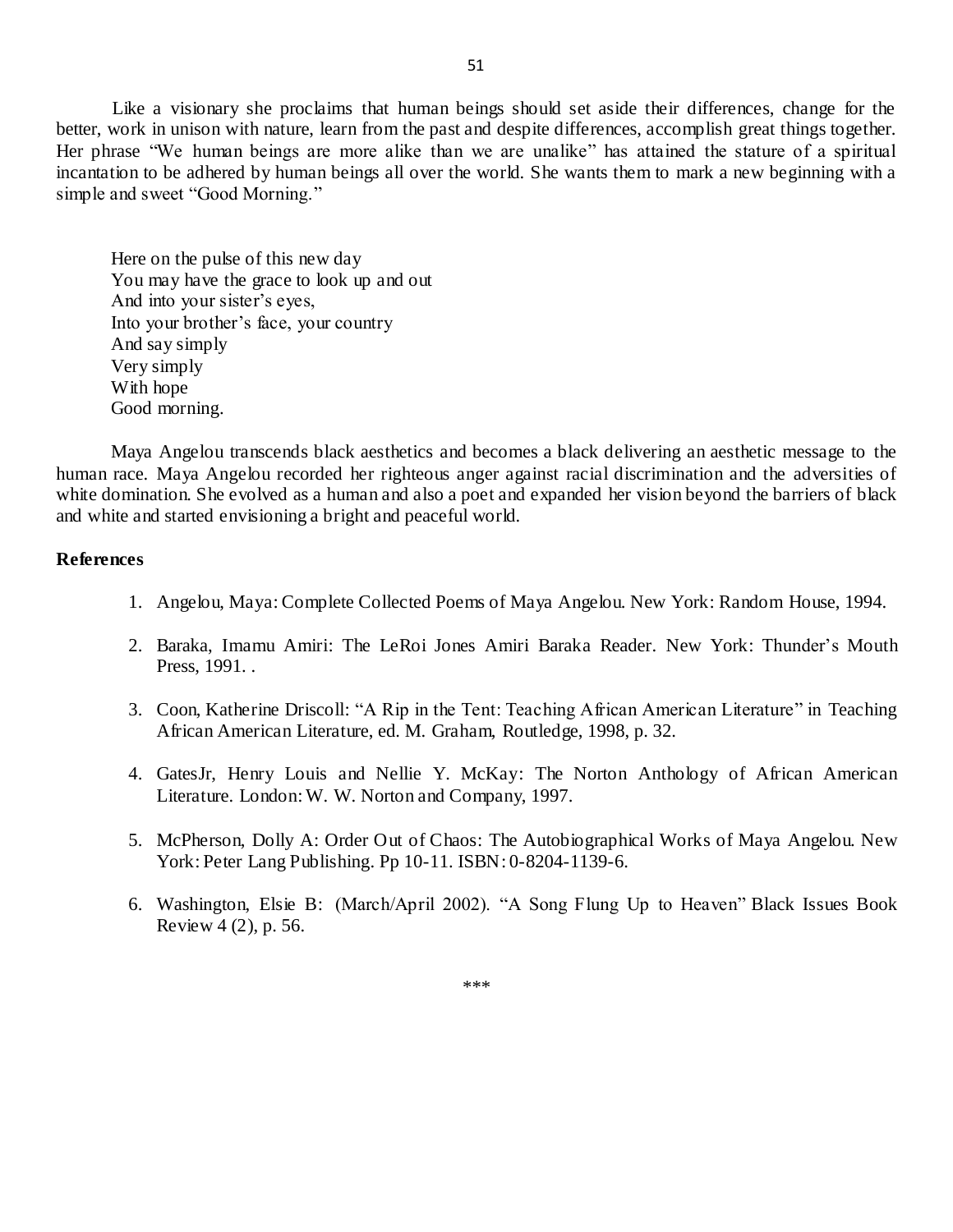Like a visionary she proclaims that human beings should set aside their differences, change for the better, work in unison with nature, learn from the past and despite differences, accomplish great things together. Her phrase "We human beings are more alike than we are unalike" has attained the stature of a spiritual incantation to be adhered by human beings all over the world. She wants them to mark a new beginning with a simple and sweet "Good Morning."

> Here on the pulse of this new day  
> You may have the grace to look up and out  
> And into your sister's eyes,  
> Into your brother's face, your country  
> And say simply  
> Very simply  
> With hope  
> Good morning.

Maya Angelou transcends black aesthetics and becomes a black delivering an aesthetic message to the human race. Maya Angelou recorded her righteous anger against racial discrimination and the adversities of white domination. She evolved as a human and also a poet and expanded her vision beyond the barriers of black and white and started envisioning a bright and peaceful world.

**References**

1. Angelou, Maya: Complete Collected Poems of Maya Angelou. New York: Random House, 1994.
2. Baraka, Imamu Amiri: The LeRoi Jones Amiri Baraka Reader. New York: Thunder's Mouth Press, 1991. .
3. Coon, Katherine Driscoll: "A Rip in the Tent: Teaching African American Literature" in Teaching African American Literature, ed. M. Graham, Routledge, 1998, p. 32.
4. GatesJr, Henry Louis and Nellie Y. McKay: The Norton Anthology of African American Literature. London: W. W. Norton and Company, 1997.
5. McPherson, Dolly A: Order Out of Chaos: The Autobiographical Works of Maya Angelou. New York: Peter Lang Publishing. Pp 10-11. ISBN: 0-8204-1139-6.
6. Washington, Elsie B: (March/April 2002). "A Song Flung Up to Heaven" Black Issues Book Review 4 (2), p. 56.

***